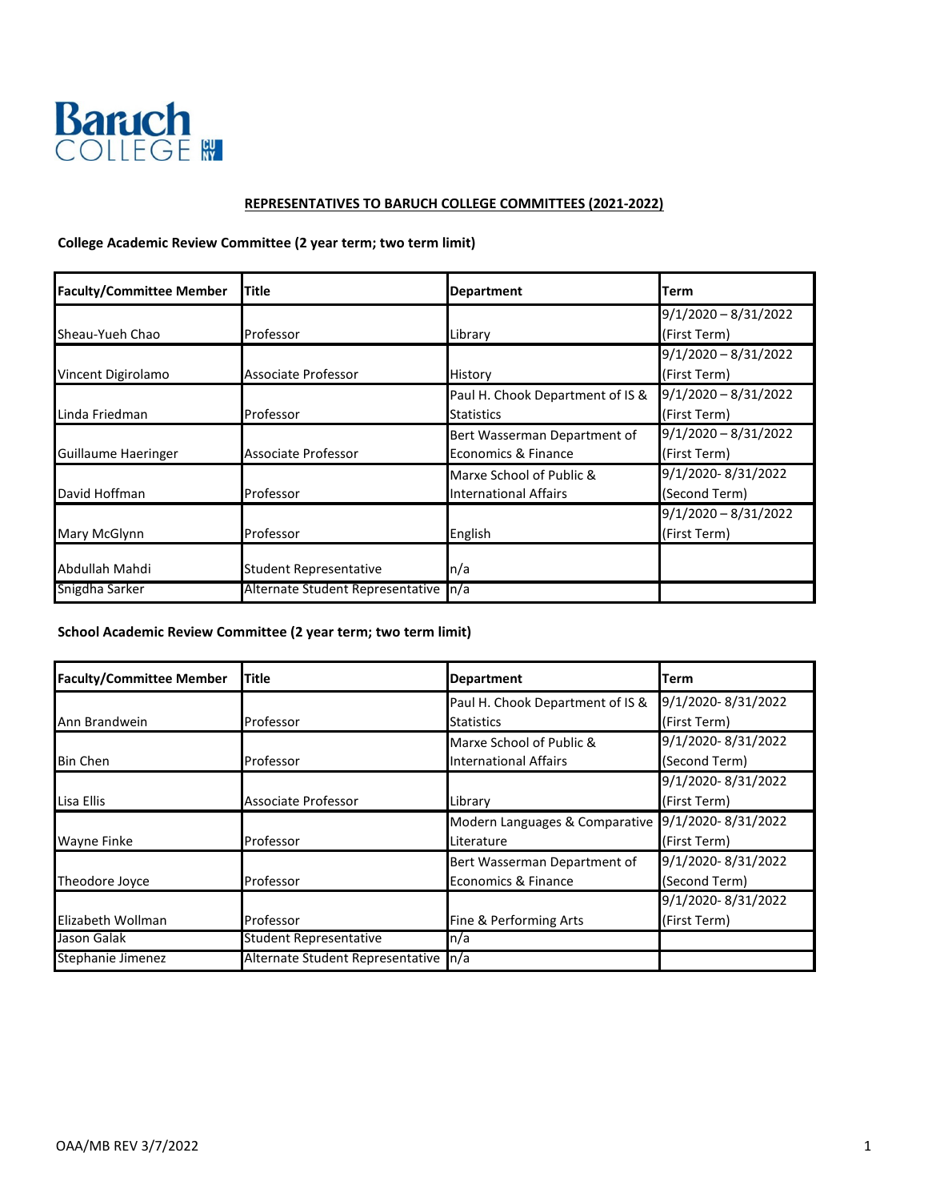Baruch COLLEGE

## REPRESENTATIVES TO BARUCH COLLEGE COMMITTEES (2021-2022)

### College Academic Review Committee (2 year term; two term limit)

| Faculty/Committee Member | Title | Department | Term |
|---|---|---|---|
| Sheau-Yueh Chao | Professor | Library | 9/1/2020 – 8/31/2022 (First Term) |
| Vincent Digirolamo | Associate Professor | History | 9/1/2020 – 8/31/2022 (First Term) |
| Linda Friedman | Professor | Paul H. Chook Department of IS & Statistics | 9/1/2020 – 8/31/2022 (First Term) |
| Guillaume Haeringer | Associate Professor | Bert Wasserman Department of Economics & Finance | 9/1/2020 – 8/31/2022 (First Term) |
| David Hoffman | Professor | Marxe School of Public & International Affairs | 9/1/2020- 8/31/2022 (Second Term) |
| Mary McGlynn | Professor | English | 9/1/2020 – 8/31/2022 (First Term) |
| Abdullah Mahdi | Student Representative | n/a | |
| Snigdha Sarker | Alternate Student Representative | n/a | |

### School Academic Review Committee (2 year term; two term limit)

| Faculty/Committee Member | Title | Department | Term |
|---|---|---|---|
| Ann Brandwein | Professor | Paul H. Chook Department of IS & Statistics | 9/1/2020- 8/31/2022 (First Term) |
| Bin Chen | Professor | Marxe School of Public & International Affairs | 9/1/2020- 8/31/2022 (Second Term) |
| Lisa Ellis | Associate Professor | Library | 9/1/2020- 8/31/2022 (First Term) |
| Wayne Finke | Professor | Modern Languages & Comparative Literature | 9/1/2020- 8/31/2022 (First Term) |
| Theodore Joyce | Professor | Bert Wasserman Department of Economics & Finance | 9/1/2020- 8/31/2022 (Second Term) |
| Elizabeth Wollman | Professor | Fine & Performing Arts | 9/1/2020- 8/31/2022 (First Term) |
| Jason Galak | Student Representative | n/a | |
| Stephanie Jimenez | Alternate Student Representative | n/a | |

OAA/MB REV 3/7/2022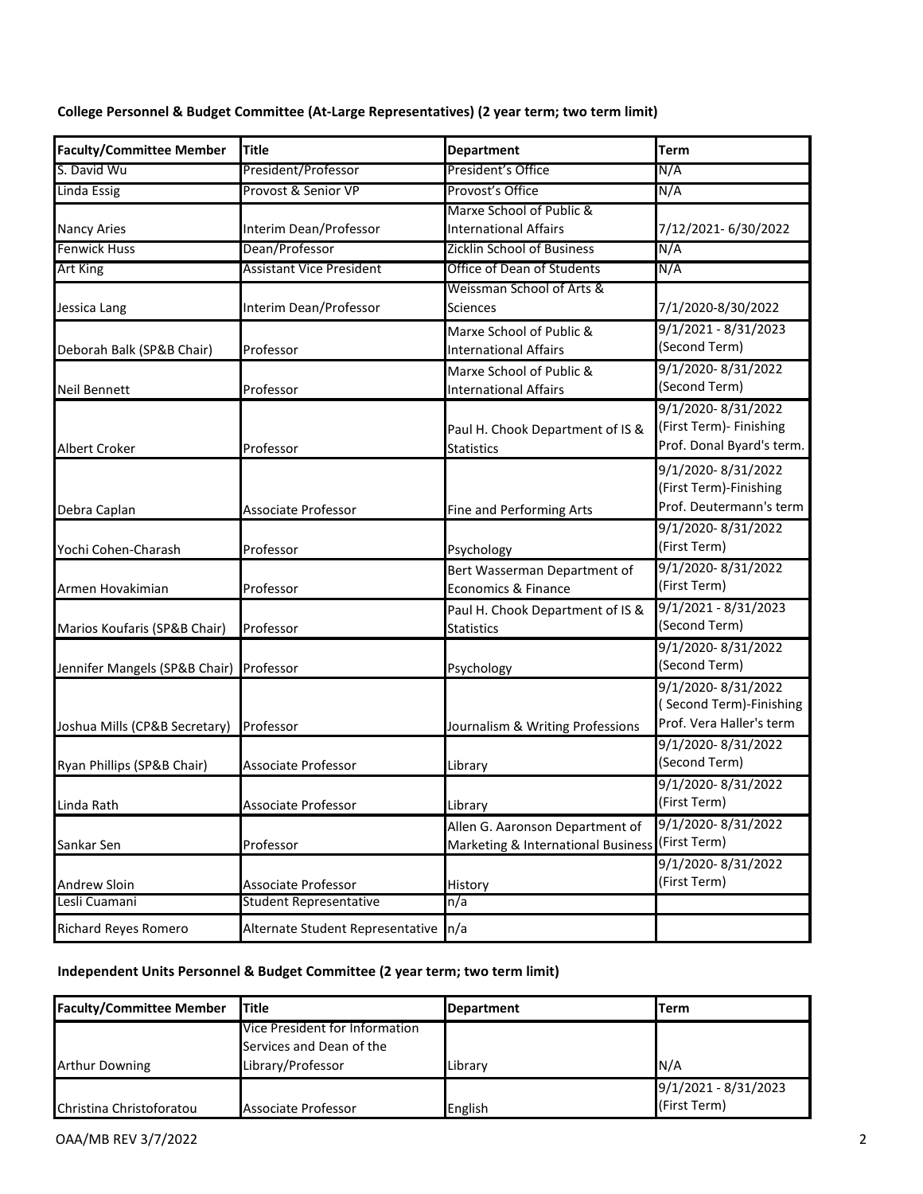**College Personnel & Budget Committee (At-Large Representatives) (2 year term; two term limit)**

| Faculty/Committee Member | Title | Department | Term |
| --- | --- | --- | --- |
| S. David Wu | President/Professor | President's Office | N/A |
| Linda Essig | Provost & Senior VP | Provost's Office | N/A |
| Nancy Aries | Interim Dean/Professor | Marxe School of Public & International Affairs | 7/12/2021- 6/30/2022 |
| Fenwick Huss | Dean/Professor | Zicklin School of Business | N/A |
| Art King | Assistant Vice President | Office of Dean of Students | N/A |
| Jessica Lang | Interim Dean/Professor | Weissman School of Arts & Sciences | 7/1/2020-8/30/2022 |
| Deborah Balk (SP&B Chair) | Professor | Marxe School of Public & International Affairs | 9/1/2021 - 8/31/2023 (Second Term) |
| Neil Bennett | Professor | Marxe School of Public & International Affairs | 9/1/2020- 8/31/2022 (Second Term) |
| Albert Croker | Professor | Paul H. Chook Department of IS & Statistics | 9/1/2020- 8/31/2022 (First Term)- Finishing Prof. Donal Byard's term. |
| Debra Caplan | Associate Professor | Fine and Performing Arts | 9/1/2020- 8/31/2022 (First Term)-Finishing Prof. Deutermann's term |
| Yochi Cohen-Charash | Professor | Psychology | 9/1/2020- 8/31/2022 (First Term) |
| Armen Hovakimian | Professor | Bert Wasserman Department of Economics & Finance | 9/1/2020- 8/31/2022 (First Term) |
| Marios Koufaris (SP&B Chair) | Professor | Paul H. Chook Department of IS & Statistics | 9/1/2021 - 8/31/2023 (Second Term) |
| Jennifer Mangels (SP&B Chair) | Professor | Psychology | 9/1/2020- 8/31/2022 (Second Term) |
| Joshua Mills (CP&B Secretary) | Professor | Journalism & Writing Professions | 9/1/2020- 8/31/2022 ( Second Term)-Finishing Prof. Vera Haller's term |
| Ryan Phillips (SP&B Chair) | Associate Professor | Library | 9/1/2020- 8/31/2022 (Second Term) |
| Linda Rath | Associate Professor | Library | 9/1/2020- 8/31/2022 (First Term) |
| Sankar Sen | Professor | Allen G. Aaronson Department of Marketing & International Business | 9/1/2020- 8/31/2022 (First Term) |
| Andrew Sloin | Associate Professor | History | 9/1/2020- 8/31/2022 (First Term) |
| Lesli Cuamani | Student Representative | n/a | |
| Richard Reyes Romero | Alternate Student Representative | n/a | |

**Independent Units Personnel & Budget Committee (2 year term; two term limit)**

| Faculty/Committee Member | Title | Department | Term |
| --- | --- | --- | --- |
| Arthur Downing | Vice President for Information Services and Dean of the Library/Professor | Library | N/A |
| Christina Christoforatou | Associate Professor | English | 9/1/2021 - 8/31/2023 (First Term) |

OAA/MB REV 3/7/2022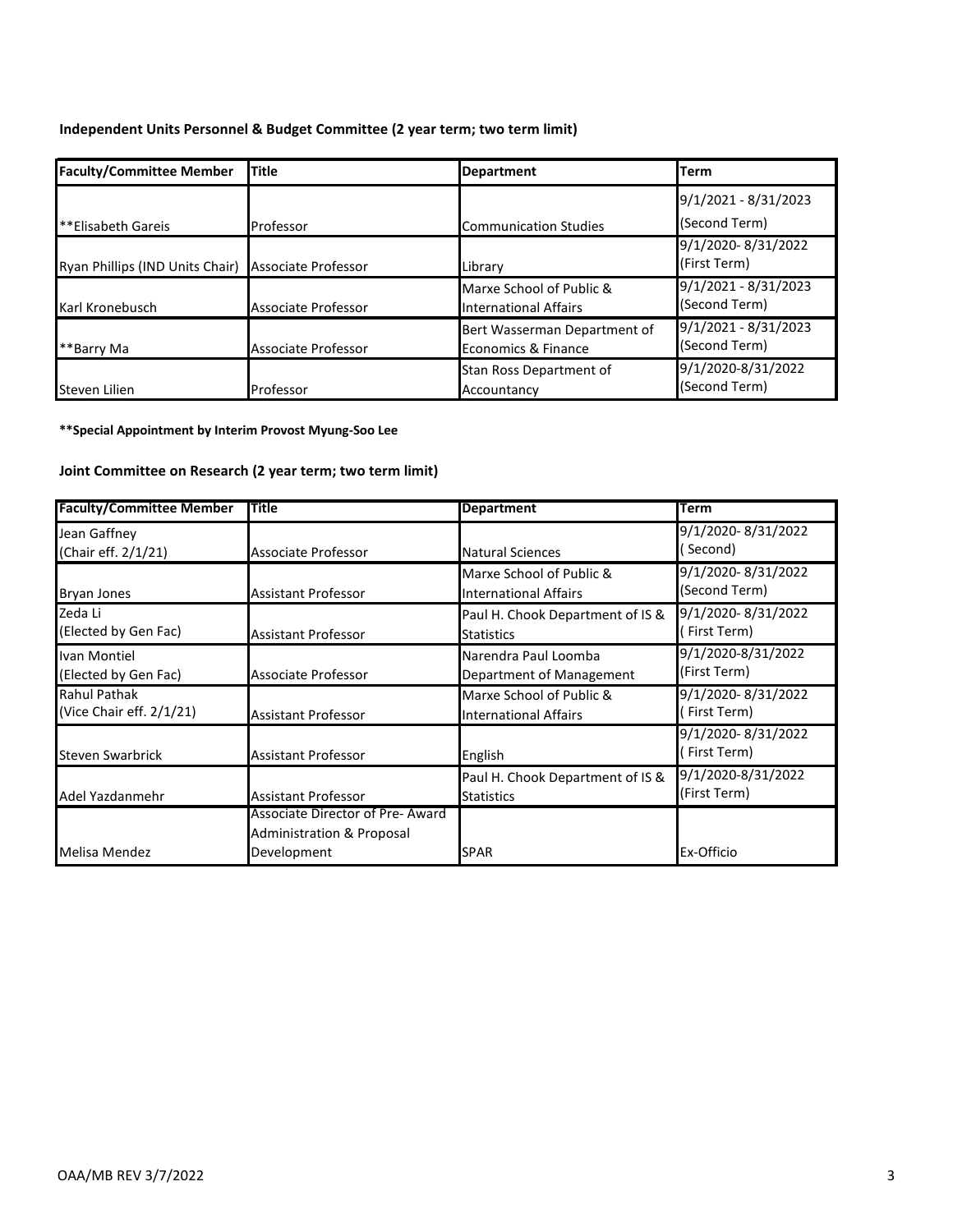**Independent Units Personnel & Budget Committee (2 year term; two term limit)**

| Faculty/Committee Member | Title | Department | Term |
|---|---|---|---|
| **Elisabeth Gareis | Professor | Communication Studies | 9/1/2021 - 8/31/2023 (Second Term) |
| Ryan Phillips (IND Units Chair) | Associate Professor | Library | 9/1/2020- 8/31/2022 (First Term) |
| Karl Kronebusch | Associate Professor | Marxe School of Public & International Affairs | 9/1/2021 - 8/31/2023 (Second Term) |
| **Barry Ma | Associate Professor | Bert Wasserman Department of Economics & Finance | 9/1/2021 - 8/31/2023 (Second Term) |
| Steven Lilien | Professor | Stan Ross Department of Accountancy | 9/1/2020-8/31/2022 (Second Term) |

****Special Appointment by Interim Provost Myung-Soo Lee**

**Joint Committee on Research (2 year term; two term limit)**

| Faculty/Committee Member | Title | Department | Term |
|---|---|---|---|
| Jean Gaffney (Chair eff. 2/1/21) | Associate Professor | Natural Sciences | 9/1/2020- 8/31/2022 ( Second) |
| Bryan Jones | Assistant Professor | Marxe School of Public & International Affairs | 9/1/2020- 8/31/2022 (Second Term) |
| Zeda Li (Elected by Gen Fac) | Assistant Professor | Paul H. Chook Department of IS & Statistics | 9/1/2020- 8/31/2022 ( First Term) |
| Ivan Montiel (Elected by Gen Fac) | Associate Professor | Narendra Paul Loomba Department of Management | 9/1/2020-8/31/2022 (First Term) |
| Rahul Pathak (Vice Chair eff. 2/1/21) | Assistant Professor | Marxe School of Public & International Affairs | 9/1/2020- 8/31/2022 ( First Term) |
| Steven Swarbrick | Assistant Professor | English | 9/1/2020- 8/31/2022 ( First Term) |
| Adel Yazdanmehr | Assistant Professor | Paul H. Chook Department of IS & Statistics | 9/1/2020-8/31/2022 (First Term) |
| Melisa Mendez | Associate Director of Pre- Award Administration & Proposal Development | SPAR | Ex-Officio |

OAA/MB REV 3/7/2022